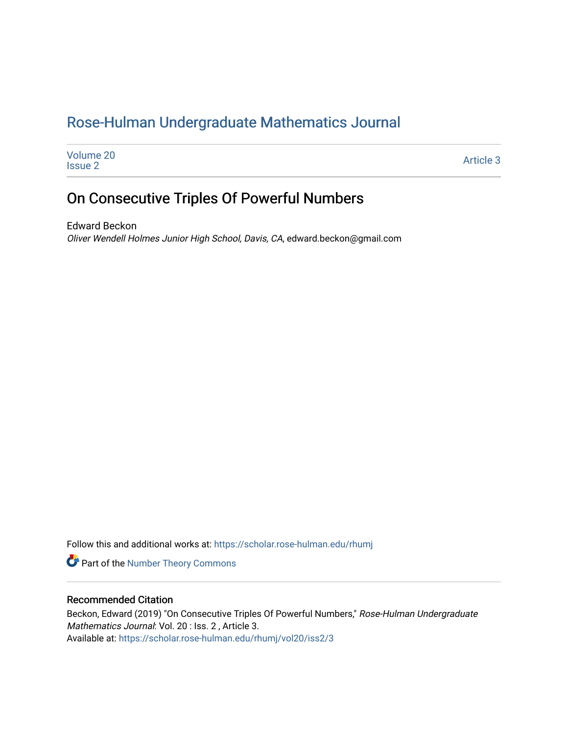# Rose-Hulman Undergraduate Mathematics Journal

Volume 20
Issue 2

Article 3

## On Consecutive Triples Of Powerful Numbers

Edward Beckon
*Oliver Wendell Holmes Junior High School, Davis, CA*, edward.beckon@gmail.com

Follow this and additional works at: https://scholar.rose-hulman.edu/rhumj

Part of the Number Theory Commons

### Recommended Citation

Beckon, Edward (2019) "On Consecutive Triples Of Powerful Numbers," *Rose-Hulman Undergraduate Mathematics Journal*: Vol. 20 : Iss. 2 , Article 3.
Available at: https://scholar.rose-hulman.edu/rhumj/vol20/iss2/3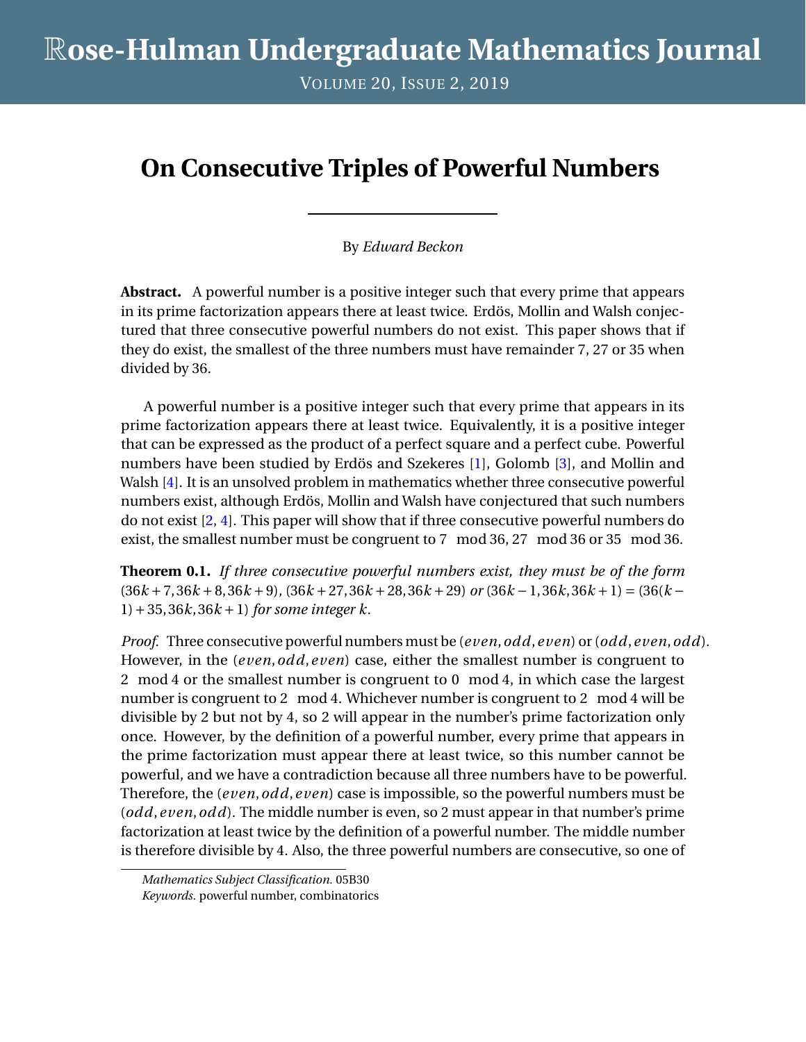# On Consecutive Triples of Powerful Numbers

By *Edward Beckon*

**Abstract.** A powerful number is a positive integer such that every prime that appears in its prime factorization appears there at least twice. Erdös, Mollin and Walsh conjectured that three consecutive powerful numbers do not exist. This paper shows that if they do exist, the smallest of the three numbers must have remainder 7, 27 or 35 when divided by 36.

A powerful number is a positive integer such that every prime that appears in its prime factorization appears there at least twice. Equivalently, it is a positive integer that can be expressed as the product of a perfect square and a perfect cube. Powerful numbers have been studied by Erdös and Szekeres [1], Golomb [3], and Mollin and Walsh [4]. It is an unsolved problem in mathematics whether three consecutive powerful numbers exist, although Erdös, Mollin and Walsh have conjectured that such numbers do not exist [2, 4]. This paper will show that if three consecutive powerful numbers do exist, the smallest number must be congruent to $7 \mod 36$, $27 \mod 36$ or $35 \mod 36$.

**Theorem 0.1.** *If three consecutive powerful numbers exist, they must be of the form* $(36k+7, 36k+8, 36k+9)$, $(36k+27, 36k+28, 36k+29)$ *or* $(36k-1, 36k, 36k+1) = (36(k-1)+35, 36k, 36k+1)$ *for some integer* $k$.

*Proof.* Three consecutive powerful numbers must be $(even, odd, even)$ or $(odd, even, odd)$. However, in the $(even, odd, even)$ case, either the smallest number is congruent to $2 \mod 4$ or the smallest number is congruent to $0 \mod 4$, in which case the largest number is congruent to $2 \mod 4$. Whichever number is congruent to $2 \mod 4$ will be divisible by 2 but not by 4, so 2 will appear in the number's prime factorization only once. However, by the definition of a powerful number, every prime that appears in the prime factorization must appear there at least twice, so this number cannot be powerful, and we have a contradiction because all three numbers have to be powerful. Therefore, the $(even, odd, even)$ case is impossible, so the powerful numbers must be $(odd, even, odd)$. The middle number is even, so 2 must appear in that number's prime factorization at least twice by the definition of a powerful number. The middle number is therefore divisible by 4. Also, the three powerful numbers are consecutive, so one of

*Mathematics Subject Classification.* 05B30
*Keywords.* powerful number, combinatorics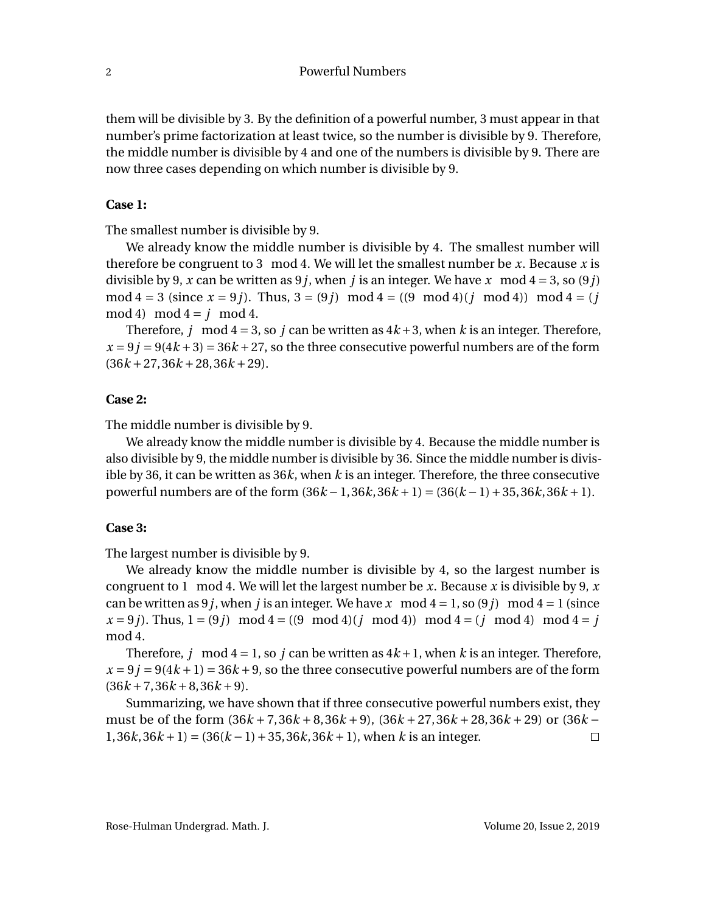them will be divisible by 3. By the definition of a powerful number, 3 must appear in that number's prime factorization at least twice, so the number is divisible by 9. Therefore, the middle number is divisible by 4 and one of the numbers is divisible by 9. There are now three cases depending on which number is divisible by 9.

**Case 1:**

The smallest number is divisible by 9.

We already know the middle number is divisible by 4. The smallest number will therefore be congruent to $3 \mod 4$. We will let the smallest number be $x$. Because $x$ is divisible by 9, $x$ can be written as $9j$, when $j$ is an integer. We have $x \mod 4 = 3$, so $(9j) \mod 4 = 3$ (since $x = 9j$). Thus, $3 = (9j) \mod 4 = ((9 \mod 4)(j \mod 4)) \mod 4 = (j \mod 4) \mod 4 = j \mod 4$.

Therefore, $j \mod 4 = 3$, so $j$ can be written as $4k + 3$, when $k$ is an integer. Therefore, $x = 9j = 9(4k+3) = 36k + 27$, so the three consecutive powerful numbers are of the form $(36k+27, 36k+28, 36k+29)$.

**Case 2:**

The middle number is divisible by 9.

We already know the middle number is divisible by 4. Because the middle number is also divisible by 9, the middle number is divisible by 36. Since the middle number is divisible by 36, it can be written as $36k$, when $k$ is an integer. Therefore, the three consecutive powerful numbers are of the form $(36k-1, 36k, 36k+1) = (36(k-1)+35, 36k, 36k+1)$.

**Case 3:**

The largest number is divisible by 9.

We already know the middle number is divisible by 4, so the largest number is congruent to $1 \mod 4$. We will let the largest number be $x$. Because $x$ is divisible by 9, $x$ can be written as $9j$, when $j$ is an integer. We have $x \mod 4 = 1$, so $(9j) \mod 4 = 1$ (since $x = 9j$). Thus, $1 = (9j) \mod 4 = ((9 \mod 4)(j \mod 4)) \mod 4 = (j \mod 4) \mod 4 = j \mod 4$.

Therefore, $j \mod 4 = 1$, so $j$ can be written as $4k+1$, when $k$ is an integer. Therefore, $x = 9j = 9(4k+1) = 36k+9$, so the three consecutive powerful numbers are of the form $(36k+7, 36k+8, 36k+9)$.

Summarizing, we have shown that if three consecutive powerful numbers exist, they must be of the form $(36k+7, 36k+8, 36k+9)$, $(36k+27, 36k+28, 36k+29)$ or $(36k-1, 36k, 36k+1) = (36(k-1)+35, 36k, 36k+1)$, when $k$ is an integer. □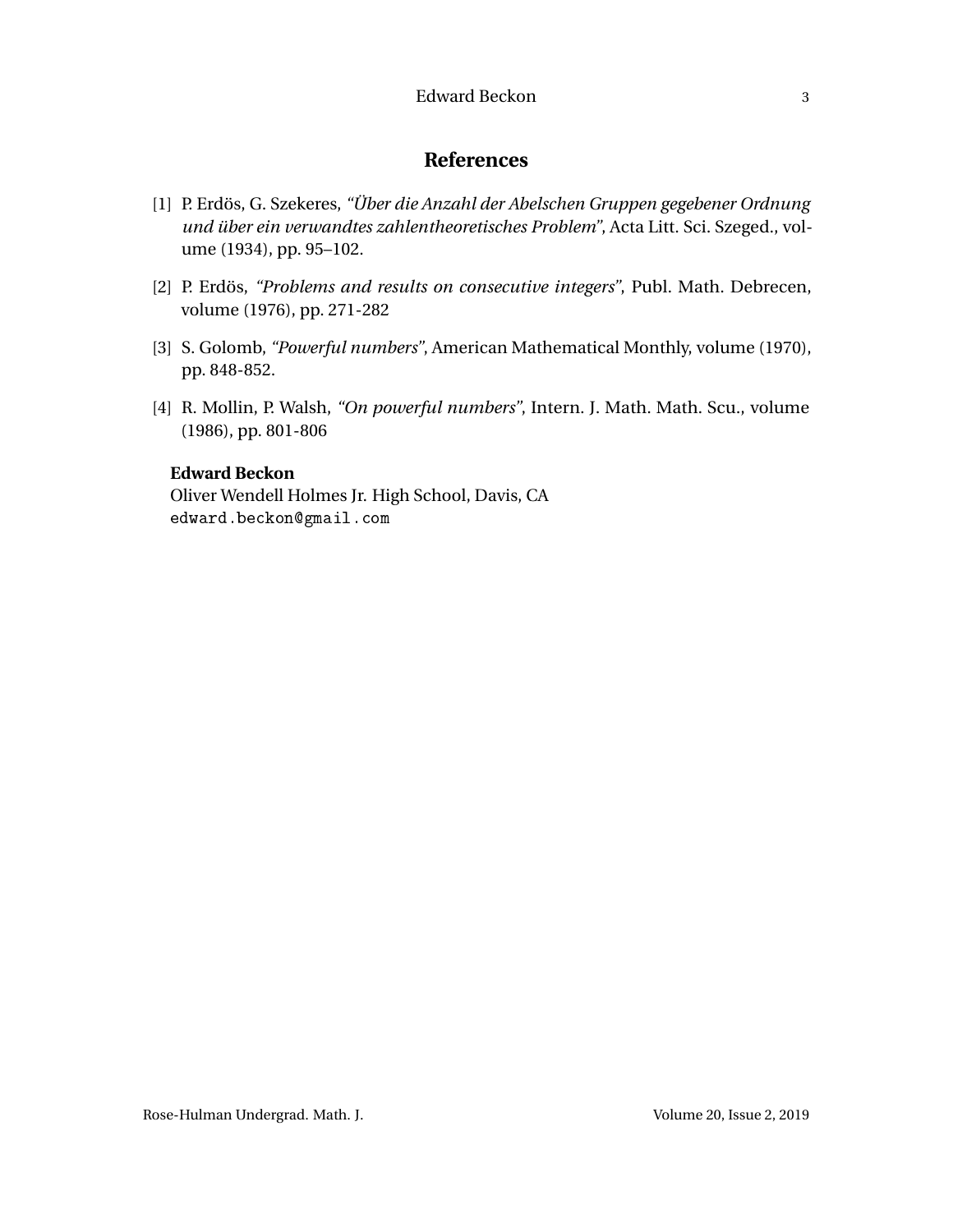## References

[1] P. Erdös, G. Szekeres, *"Über die Anzahl der Abelschen Gruppen gegebener Ordnung und über ein verwandtes zahlentheoretisches Problem"*, Acta Litt. Sci. Szeged., volume (1934), pp. 95–102.

[2] P. Erdös, *"Problems and results on consecutive integers"*, Publ. Math. Debrecen, volume (1976), pp. 271-282

[3] S. Golomb, *"Powerful numbers"*, American Mathematical Monthly, volume (1970), pp. 848-852.

[4] R. Mollin, P. Walsh, *"On powerful numbers"*, Intern. J. Math. Math. Scu., volume (1986), pp. 801-806

**Edward Beckon**
Oliver Wendell Holmes Jr. High School, Davis, CA
`edward.beckon@gmail.com`